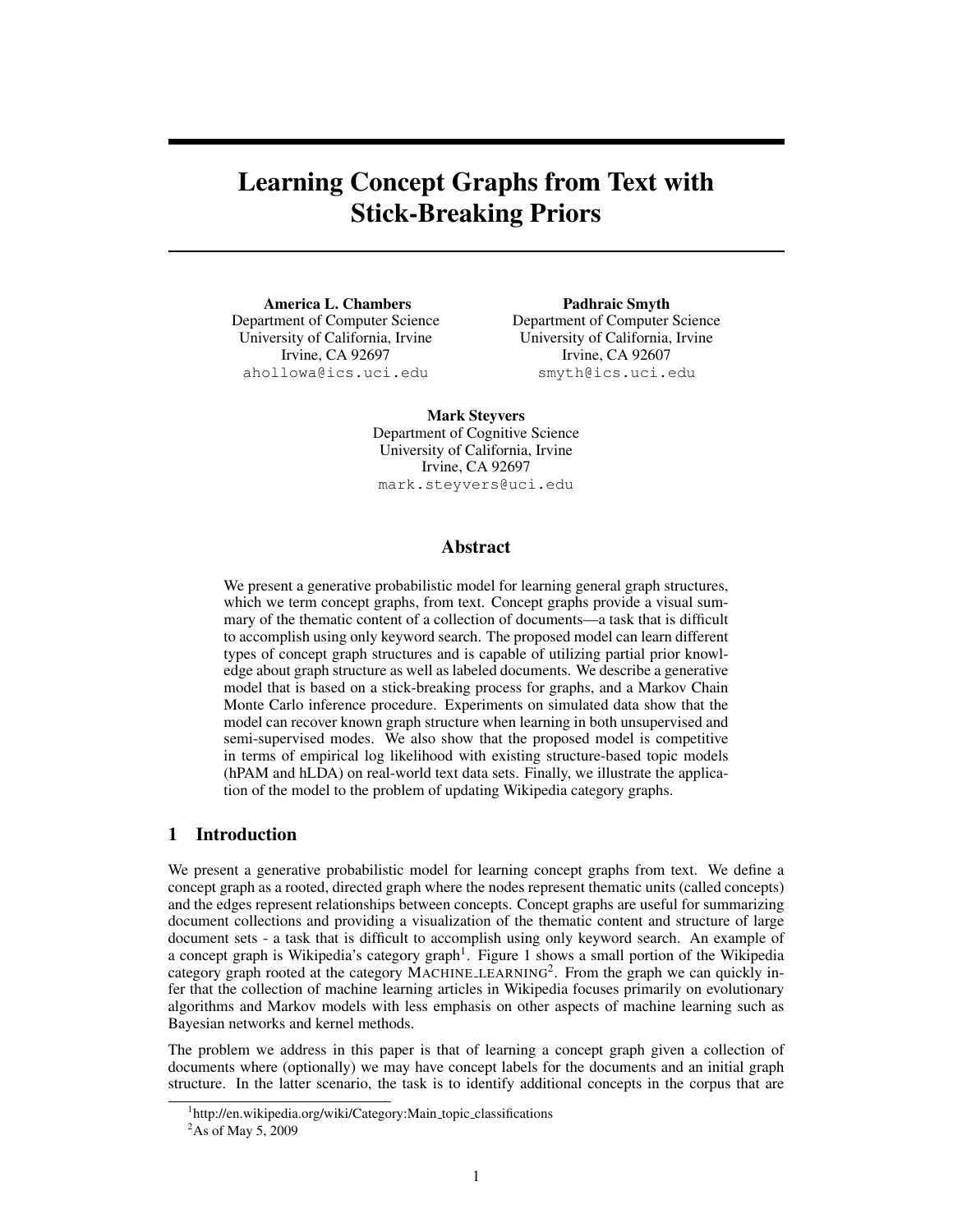# Learning Concept Graphs from Text with Stick-Breaking Priors

**America L. Chambers**
Department of Computer Science
University of California, Irvine
Irvine, CA 92697
ahollowa@ics.uci.edu

**Padhraic Smyth**
Department of Computer Science
University of California, Irvine
Irvine, CA 92607
smyth@ics.uci.edu

**Mark Steyvers**
Department of Cognitive Science
University of California, Irvine
Irvine, CA 92697
mark.steyvers@uci.edu

## Abstract

We present a generative probabilistic model for learning general graph structures, which we term concept graphs, from text. Concept graphs provide a visual summary of the thematic content of a collection of documents—a task that is difficult to accomplish using only keyword search. The proposed model can learn different types of concept graph structures and is capable of utilizing partial prior knowledge about graph structure as well as labeled documents. We describe a generative model that is based on a stick-breaking process for graphs, and a Markov Chain Monte Carlo inference procedure. Experiments on simulated data show that the model can recover known graph structure when learning in both unsupervised and semi-supervised modes. We also show that the proposed model is competitive in terms of empirical log likelihood with existing structure-based topic models (hPAM and hLDA) on real-world text data sets. Finally, we illustrate the application of the model to the problem of updating Wikipedia category graphs.

## 1 Introduction

We present a generative probabilistic model for learning concept graphs from text. We define a concept graph as a rooted, directed graph where the nodes represent thematic units (called concepts) and the edges represent relationships between concepts. Concept graphs are useful for summarizing document collections and providing a visualization of the thematic content and structure of large document sets - a task that is difficult to accomplish using only keyword search. An example of a concept graph is Wikipedia's category graph[1]. Figure 1 shows a small portion of the Wikipedia category graph rooted at the category MACHINE_LEARNING[2]. From the graph we can quickly infer that the collection of machine learning articles in Wikipedia focuses primarily on evolutionary algorithms and Markov models with less emphasis on other aspects of machine learning such as Bayesian networks and kernel methods.

The problem we address in this paper is that of learning a concept graph given a collection of documents where (optionally) we may have concept labels for the documents and an initial graph structure. In the latter scenario, the task is to identify additional concepts in the corpus that are

[1] http://en.wikipedia.org/wiki/Category:Main_topic_classifications

[2] As of May 5, 2009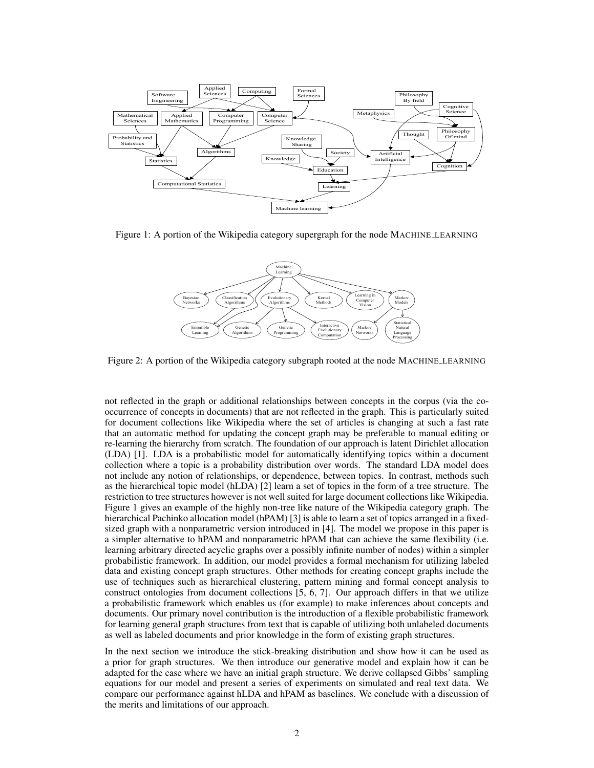Figure 1: A portion of the Wikipedia category supergraph for the node MACHINE_LEARNING

Figure 2: A portion of the Wikipedia category subgraph rooted at the node MACHINE_LEARNING

not reflected in the graph or additional relationships between concepts in the corpus (via the co-occurrence of concepts in documents) that are not reflected in the graph. This is particularly suited for document collections like Wikipedia where the set of articles is changing at such a fast rate that an automatic method for updating the concept graph may be preferable to manual editing or re-learning the hierarchy from scratch. The foundation of our approach is latent Dirichlet allocation (LDA) [1]. LDA is a probabilistic model for automatically identifying topics within a document collection where a topic is a probability distribution over words. The standard LDA model does not include any notion of relationships, or dependence, between topics. In contrast, methods such as the hierarchical topic model (hLDA) [2] learn a set of topics in the form of a tree structure. The restriction to tree structures however is not well suited for large document collections like Wikipedia. Figure 1 gives an example of the highly non-tree like nature of the Wikipedia category graph. The hierarchical Pachinko allocation model (hPAM) [3] is able to learn a set of topics arranged in a fixed-sized graph with a nonparametric version introduced in [4]. The model we propose in this paper is a simpler alternative to hPAM and nonparametric hPAM that can achieve the same flexibility (i.e. learning arbitrary directed acyclic graphs over a possibly infinite number of nodes) within a simpler probabilistic framework. In addition, our model provides a formal mechanism for utilizing labeled data and existing concept graph structures. Other methods for creating concept graphs include the use of techniques such as hierarchical clustering, pattern mining and formal concept analysis to construct ontologies from document collections [5, 6, 7]. Our approach differs in that we utilize a probabilistic framework which enables us (for example) to make inferences about concepts and documents. Our primary novel contribution is the introduction of a flexible probabilistic framework for learning general graph structures from text that is capable of utilizing both unlabeled documents as well as labeled documents and prior knowledge in the form of existing graph structures.

In the next section we introduce the stick-breaking distribution and show how it can be used as a prior for graph structures. We then introduce our generative model and explain how it can be adapted for the case where we have an initial graph structure. We derive collapsed Gibbs' sampling equations for our model and present a series of experiments on simulated and real text data. We compare our performance against hLDA and hPAM as baselines. We conclude with a discussion of the merits and limitations of our approach.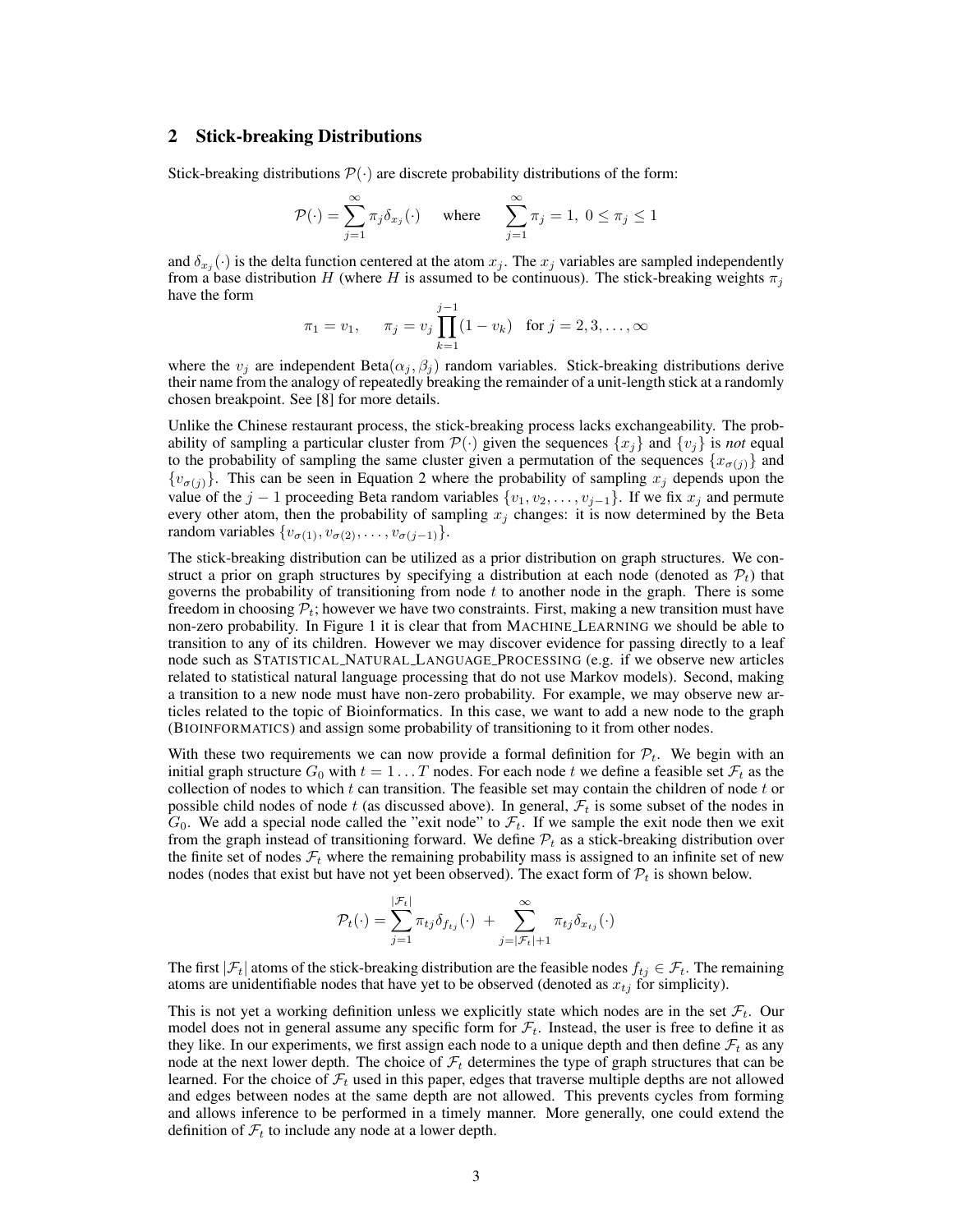## 2 Stick-breaking Distributions

Stick-breaking distributions $\mathcal{P}(\cdot)$ are discrete probability distributions of the form:

$$\mathcal{P}(\cdot) = \sum_{j=1}^{\infty} \pi_j \delta_{x_j}(\cdot) \quad \text{where} \quad \sum_{j=1}^{\infty} \pi_j = 1, \; 0 \le \pi_j \le 1$$

and $\delta_{x_j}(\cdot)$ is the delta function centered at the atom $x_j$. The $x_j$ variables are sampled independently from a base distribution $H$ (where $H$ is assumed to be continuous). The stick-breaking weights $\pi_j$ have the form

$$\pi_1 = v_1, \qquad \pi_j = v_j \prod_{k=1}^{j-1} (1 - v_k) \quad \text{for } j = 2, 3, \ldots, \infty$$

where the $v_j$ are independent Beta$(\alpha_j, \beta_j)$ random variables. Stick-breaking distributions derive their name from the analogy of repeatedly breaking the remainder of a unit-length stick at a randomly chosen breakpoint. See [8] for more details.

Unlike the Chinese restaurant process, the stick-breaking process lacks exchangeability. The probability of sampling a particular cluster from $\mathcal{P}(\cdot)$ given the sequences $\{x_j\}$ and $\{v_j\}$ is *not* equal to the probability of sampling the same cluster given a permutation of the sequences $\{x_{\sigma(j)}\}$ and $\{v_{\sigma(j)}\}$. This can be seen in Equation 2 where the probability of sampling $x_j$ depends upon the value of the $j-1$ proceeding Beta random variables $\{v_1, v_2, \ldots, v_{j-1}\}$. If we fix $x_j$ and permute every other atom, then the probability of sampling $x_j$ changes: it is now determined by the Beta random variables $\{v_{\sigma(1)}, v_{\sigma(2)}, \ldots, v_{\sigma(j-1)}\}$.

The stick-breaking distribution can be utilized as a prior distribution on graph structures. We construct a prior on graph structures by specifying a distribution at each node (denoted as $\mathcal{P}_t$) that governs the probability of transitioning from node $t$ to another node in the graph. There is some freedom in choosing $\mathcal{P}_t$; however we have two constraints. First, making a new transition must have non-zero probability. In Figure 1 it is clear that from MACHINE_LEARNING we should be able to transition to any of its children. However we may discover evidence for passing directly to a leaf node such as STATISTICAL_NATURAL_LANGUAGE_PROCESSING (e.g. if we observe new articles related to statistical natural language processing that do not use Markov models). Second, making a transition to a new node must have non-zero probability. For example, we may observe new articles related to the topic of Bioinformatics. In this case, we want to add a new node to the graph (BIOINFORMATICS) and assign some probability of transitioning to it from other nodes.

With these two requirements we can now provide a formal definition for $\mathcal{P}_t$. We begin with an initial graph structure $G_0$ with $t = 1 \ldots T$ nodes. For each node $t$ we define a feasible set $\mathcal{F}_t$ as the collection of nodes to which $t$ can transition. The feasible set may contain the children of node $t$ or possible child nodes of node $t$ (as discussed above). In general, $\mathcal{F}_t$ is some subset of the nodes in $G_0$. We add a special node called the "exit node" to $\mathcal{F}_t$. If we sample the exit node then we exit from the graph instead of transitioning forward. We define $\mathcal{P}_t$ as a stick-breaking distribution over the finite set of nodes $\mathcal{F}_t$ where the remaining probability mass is assigned to an infinite set of new nodes (nodes that exist but have not yet been observed). The exact form of $\mathcal{P}_t$ is shown below.

$$\mathcal{P}_t(\cdot) = \sum_{j=1}^{|\mathcal{F}_t|} \pi_{tj} \delta_{f_{tj}}(\cdot) \; + \sum_{j=|\mathcal{F}_t|+1}^{\infty} \pi_{tj} \delta_{x_{tj}}(\cdot)$$

The first $|\mathcal{F}_t|$ atoms of the stick-breaking distribution are the feasible nodes $f_{tj} \in \mathcal{F}_t$. The remaining atoms are unidentifiable nodes that have yet to be observed (denoted as $x_{tj}$ for simplicity).

This is not yet a working definition unless we explicitly state which nodes are in the set $\mathcal{F}_t$. Our model does not in general assume any specific form for $\mathcal{F}_t$. Instead, the user is free to define it as they like. In our experiments, we first assign each node to a unique depth and then define $\mathcal{F}_t$ as any node at the next lower depth. The choice of $\mathcal{F}_t$ determines the type of graph structures that can be learned. For the choice of $\mathcal{F}_t$ used in this paper, edges that traverse multiple depths are not allowed and edges between nodes at the same depth are not allowed. This prevents cycles from forming and allows inference to be performed in a timely manner. More generally, one could extend the definition of $\mathcal{F}_t$ to include any node at a lower depth.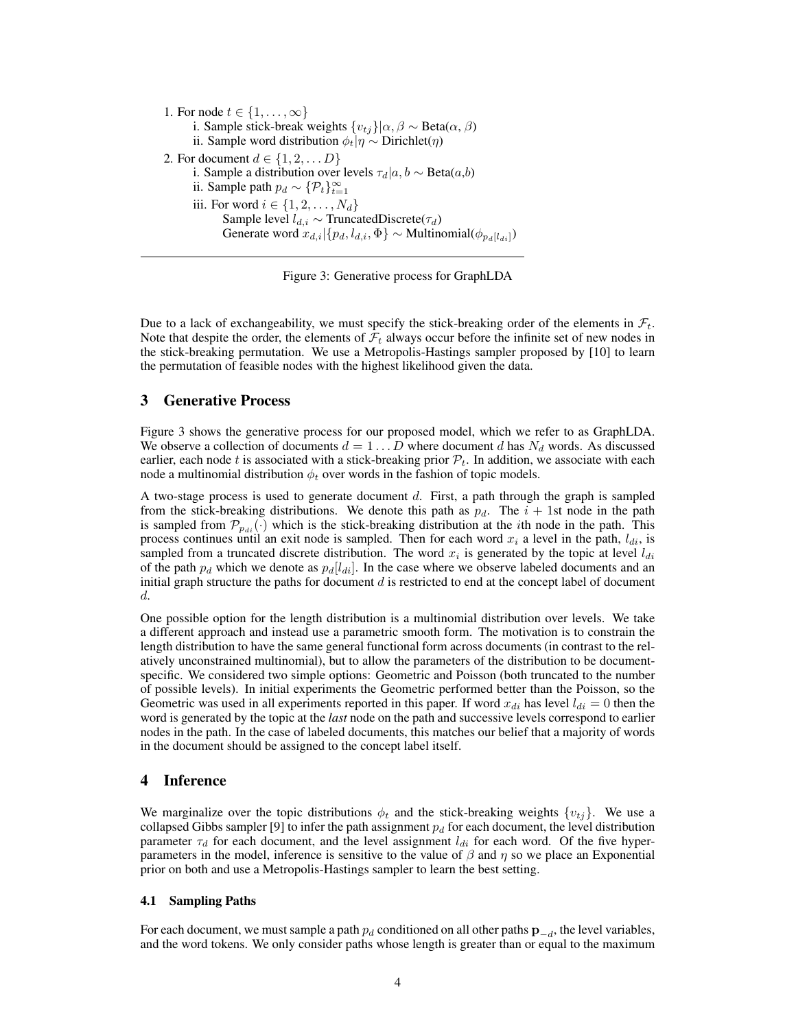1. For node $t \in \{1, \ldots, \infty\}$
   - i. Sample stick-break weights $\{v_{tj}\}|\alpha, \beta \sim \text{Beta}(\alpha, \beta)$
   - ii. Sample word distribution $\phi_t|\eta \sim \text{Dirichlet}(\eta)$
2. For document $d \in \{1, 2, \ldots D\}$
   - i. Sample a distribution over levels $\tau_d|a, b \sim \text{Beta}(a,b)$
   - ii. Sample path $p_d \sim \{\mathcal{P}_t\}_{t=1}^{\infty}$
   - iii. For word $i \in \{1, 2, \ldots, N_d\}$
     - Sample level $l_{d,i} \sim \text{TruncatedDiscrete}(\tau_d)$
     - Generate word $x_{d,i}|\{p_d, l_{d,i}, \Phi\} \sim \text{Multinomial}(\phi_{p_d[l_{di}]})$

Figure 3: Generative process for GraphLDA

Due to a lack of exchangeability, we must specify the stick-breaking order of the elements in $\mathcal{F}_t$. Note that despite the order, the elements of $\mathcal{F}_t$ always occur before the infinite set of new nodes in the stick-breaking permutation. We use a Metropolis-Hastings sampler proposed by [10] to learn the permutation of feasible nodes with the highest likelihood given the data.

## 3 Generative Process

Figure 3 shows the generative process for our proposed model, which we refer to as GraphLDA. We observe a collection of documents $d = 1 \ldots D$ where document $d$ has $N_d$ words. As discussed earlier, each node $t$ is associated with a stick-breaking prior $\mathcal{P}_t$. In addition, we associate with each node a multinomial distribution $\phi_t$ over words in the fashion of topic models.

A two-stage process is used to generate document $d$. First, a path through the graph is sampled from the stick-breaking distributions. We denote this path as $p_d$. The $i+1$st node in the path is sampled from $\mathcal{P}_{p_{di}}(\cdot)$ which is the stick-breaking distribution at the $i$th node in the path. This process continues until an exit node is sampled. Then for each word $x_i$ a level in the path, $l_{di}$, is sampled from a truncated discrete distribution. The word $x_i$ is generated by the topic at level $l_{di}$ of the path $p_d$ which we denote as $p_d[l_{di}]$. In the case where we observe labeled documents and an initial graph structure the paths for document $d$ is restricted to end at the concept label of document $d$.

One possible option for the length distribution is a multinomial distribution over levels. We take a different approach and instead use a parametric smooth form. The motivation is to constrain the length distribution to have the same general functional form across documents (in contrast to the relatively unconstrained multinomial), but to allow the parameters of the distribution to be document-specific. We considered two simple options: Geometric and Poisson (both truncated to the number of possible levels). In initial experiments the Geometric performed better than the Poisson, so the Geometric was used in all experiments reported in this paper. If word $x_{di}$ has level $l_{di} = 0$ then the word is generated by the topic at the *last* node on the path and successive levels correspond to earlier nodes in the path. In the case of labeled documents, this matches our belief that a majority of words in the document should be assigned to the concept label itself.

## 4 Inference

We marginalize over the topic distributions $\phi_t$ and the stick-breaking weights $\{v_{tj}\}$. We use a collapsed Gibbs sampler [9] to infer the path assignment $p_d$ for each document, the level distribution parameter $\tau_d$ for each document, and the level assignment $l_{di}$ for each word. Of the five hyperparameters in the model, inference is sensitive to the value of $\beta$ and $\eta$ so we place an Exponential prior on both and use a Metropolis-Hastings sampler to learn the best setting.

### 4.1 Sampling Paths

For each document, we must sample a path $p_d$ conditioned on all other paths $\mathbf{p}_{-d}$, the level variables, and the word tokens. We only consider paths whose length is greater than or equal to the maximum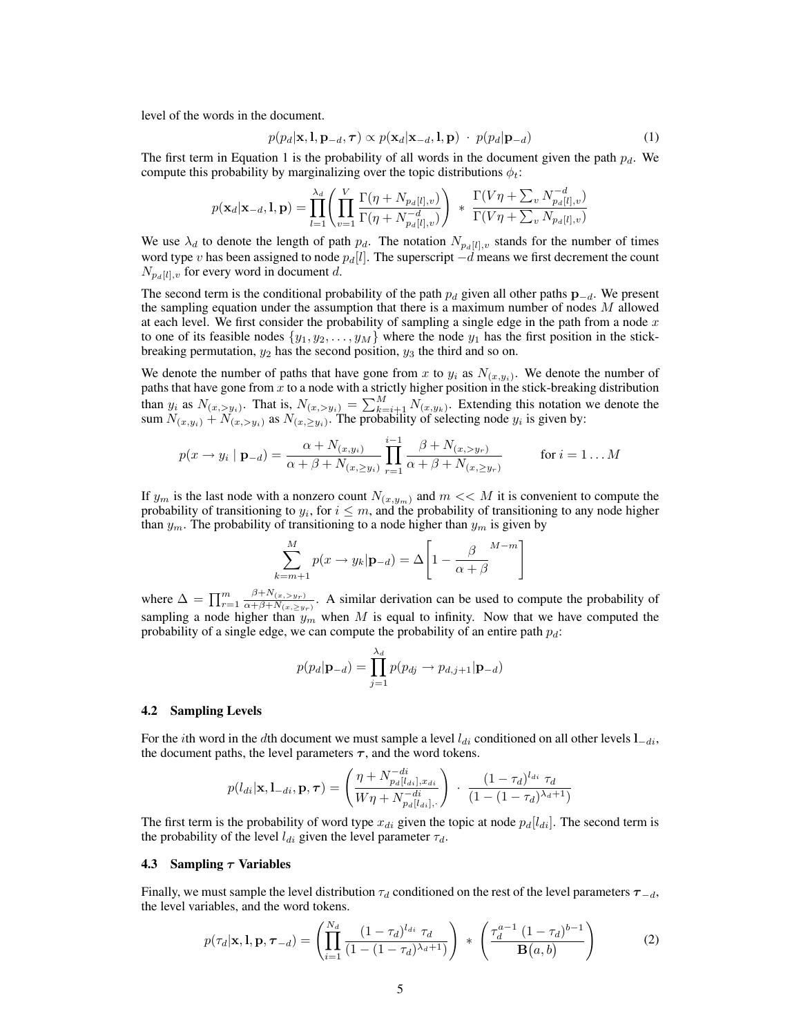level of the words in the document.

$$p(p_d|\mathbf{x}, \mathbf{l}, \mathbf{p}_{-d}, \boldsymbol{\tau}) \propto p(\mathbf{x}_d|\mathbf{x}_{-d}, \mathbf{l}, \mathbf{p}) \;\cdot\; p(p_d|\mathbf{p}_{-d}) \tag{1}$$

The first term in Equation 1 is the probability of all words in the document given the path $p_d$. We compute this probability by marginalizing over the topic distributions $\phi_t$:

$$p(\mathbf{x}_d|\mathbf{x}_{-d}, \mathbf{l}, \mathbf{p}) = \prod_{l=1}^{\lambda_d} \left( \prod_{v=1}^{V} \frac{\Gamma(\eta + N_{p_d[l],v})}{\Gamma(\eta + N^{-d}_{p_d[l],v})} \right) \;*\; \frac{\Gamma(V\eta + \sum_v N^{-d}_{p_d[l],v})}{\Gamma(V\eta + \sum_v N_{p_d[l],v})}$$

We use $\lambda_d$ to denote the length of path $p_d$. The notation $N_{p_d[l],v}$ stands for the number of times word type $v$ has been assigned to node $p_d[l]$. The superscript $-d$ means we first decrement the count $N_{p_d[l],v}$ for every word in document $d$.

The second term is the conditional probability of the path $p_d$ given all other paths $\mathbf{p}_{-d}$. We present the sampling equation under the assumption that there is a maximum number of nodes $M$ allowed at each level. We first consider the probability of sampling a single edge in the path from a node $x$ to one of its feasible nodes $\{y_1, y_2, \ldots, y_M\}$ where the node $y_1$ has the first position in the stick-breaking permutation, $y_2$ has the second position, $y_3$ the third and so on.

We denote the number of paths that have gone from $x$ to $y_i$ as $N_{(x,y_i)}$. We denote the number of paths that have gone from $x$ to a node with a strictly higher position in the stick-breaking distribution than $y_i$ as $N_{(x,>y_i)}$. That is, $N_{(x,>y_i)} = \sum_{k=i+1}^{M} N_{(x,y_k)}$. Extending this notation we denote the sum $N_{(x,y_i)} + N_{(x,>y_i)}$ as $N_{(x,\geq y_i)}$. The probability of selecting node $y_i$ is given by:

$$p(x \rightarrow y_i \mid \mathbf{p}_{-d}) = \frac{\alpha + N_{(x,y_i)}}{\alpha + \beta + N_{(x,\geq y_i)}} \prod_{r=1}^{i-1} \frac{\beta + N_{(x,>y_r)}}{\alpha + \beta + N_{(x,\geq y_r)}} \qquad \text{for } i = 1 \ldots M$$

If $y_m$ is the last node with a nonzero count $N_{(x,y_m)}$ and $m << M$ it is convenient to compute the probability of transitioning to $y_i$, for $i \leq m$, and the probability of transitioning to any node higher than $y_m$. The probability of transitioning to a node higher than $y_m$ is given by

$$\sum_{k=m+1}^{M} p(x \rightarrow y_k|\mathbf{p}_{-d}) = \Delta \left[ 1 - \frac{\beta}{\alpha + \beta}^{M-m} \right]$$

where $\Delta = \prod_{r=1}^{m} \frac{\beta + N_{(x,>y_r)}}{\alpha + \beta + N_{(x,\geq y_r)}}$. A similar derivation can be used to compute the probability of sampling a node higher than $y_m$ when $M$ is equal to infinity. Now that we have computed the probability of a single edge, we can compute the probability of an entire path $p_d$:

$$p(p_d|\mathbf{p}_{-d}) = \prod_{j=1}^{\lambda_d} p(p_{dj} \rightarrow p_{d,j+1}|\mathbf{p}_{-d})$$

### 4.2 Sampling Levels

For the $i$th word in the $d$th document we must sample a level $l_{di}$ conditioned on all other levels $\mathbf{l}_{-di}$, the document paths, the level parameters $\boldsymbol{\tau}$, and the word tokens.

$$p(l_{di}|\mathbf{x}, \mathbf{l}_{-di}, \mathbf{p}, \boldsymbol{\tau}) = \left( \frac{\eta + N^{-di}_{p_d[l_{di}],x_{di}}}{W\eta + N^{-di}_{p_d[l_{di}],\cdot}} \right) \;\cdot\; \frac{(1-\tau_d)^{l_{di}}\;\tau_d}{(1 - (1-\tau_d)^{\lambda_d+1})}$$

The first term is the probability of word type $x_{di}$ given the topic at node $p_d[l_{di}]$. The second term is the probability of the level $l_{di}$ given the level parameter $\tau_d$.

### 4.3 Sampling $\boldsymbol{\tau}$ Variables

Finally, we must sample the level distribution $\tau_d$ conditioned on the rest of the level parameters $\boldsymbol{\tau}_{-d}$, the level variables, and the word tokens.

$$p(\tau_d|\mathbf{x}, \mathbf{l}, \mathbf{p}, \boldsymbol{\tau}_{-d}) = \left( \prod_{i=1}^{N_d} \frac{(1-\tau_d)^{l_{di}}\;\tau_d}{(1-(1-\tau_d)^{\lambda_d+1})} \right) \;*\; \left( \frac{\tau_d^{a-1}\,(1-\tau_d)^{b-1}}{\mathbf{B}(a,b)} \right) \tag{2}$$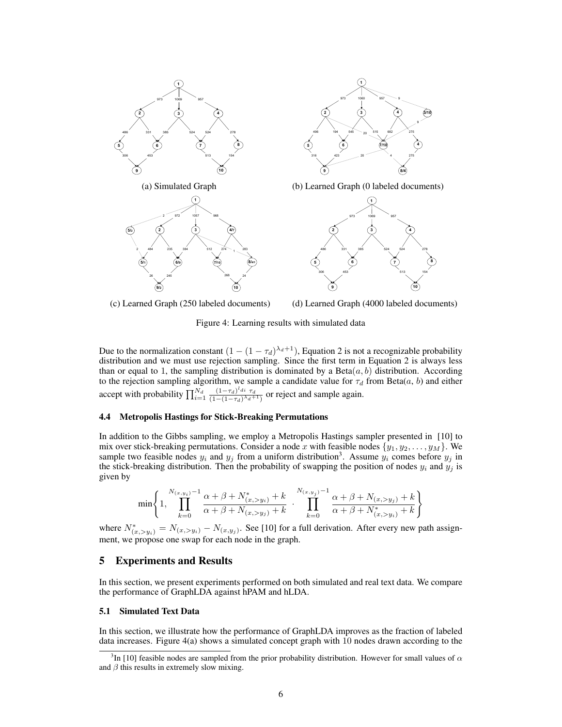(a) Simulated Graph

(b) Learned Graph (0 labeled documents)

(c) Learned Graph (250 labeled documents)

(d) Learned Graph (4000 labeled documents)

Figure 4: Learning results with simulated data

Due to the normalization constant $(1-(1-\tau_d)^{\lambda_d+1})$, Equation 2 is not a recognizable probability distribution and we must use rejection sampling. Since the first term in Equation 2 is always less than or equal to 1, the sampling distribution is dominated by a $\text{Beta}(a, b)$ distribution. According to the rejection sampling algorithm, we sample a candidate value for $\tau_d$ from Beta($a$, $b$) and either accept with probability $\prod_{i=1}^{N_d} \frac{(1-\tau_d)^{l_{di}} \tau_d}{(1-(1-\tau_d)^{\lambda_d+1})}$ or reject and sample again.

### 4.4 Metropolis Hastings for Stick-Breaking Permutations

In addition to the Gibbs sampling, we employ a Metropolis Hastings sampler presented in [10] to mix over stick-breaking permutations. Consider a node $x$ with feasible nodes $\{y_1, y_2, \ldots, y_M\}$. We sample two feasible nodes $y_i$ and $y_j$ from a uniform distribution[3]. Assume $y_i$ comes before $y_j$ in the stick-breaking distribution. Then the probability of swapping the position of nodes $y_i$ and $y_j$ is given by

$$\min\left\{1, \prod_{k=0}^{N_{(x,y_i)}-1} \frac{\alpha+\beta+N^*_{(x,>y_i)}+k}{\alpha+\beta+N_{(x,>y_j)}+k} \cdot \prod_{k=0}^{N_{(x,y_j)}-1} \frac{\alpha+\beta+N_{(x,>y_j)}+k}{\alpha+\beta+N^*_{(x,>y_i)}+k}\right\}$$

where $N^*_{(x,>y_i)} = N_{(x,>y_i)} - N_{(x,y_j)}$. See [10] for a full derivation. After every new path assignment, we propose one swap for each node in the graph.

## 5 Experiments and Results

In this section, we present experiments performed on both simulated and real text data. We compare the performance of GraphLDA against hPAM and hLDA.

### 5.1 Simulated Text Data

In this section, we illustrate how the performance of GraphLDA improves as the fraction of labeled data increases. Figure 4(a) shows a simulated concept graph with 10 nodes drawn according to the

[3] In [10] feasible nodes are sampled from the prior probability distribution. However for small values of $\alpha$ and $\beta$ this results in extremely slow mixing.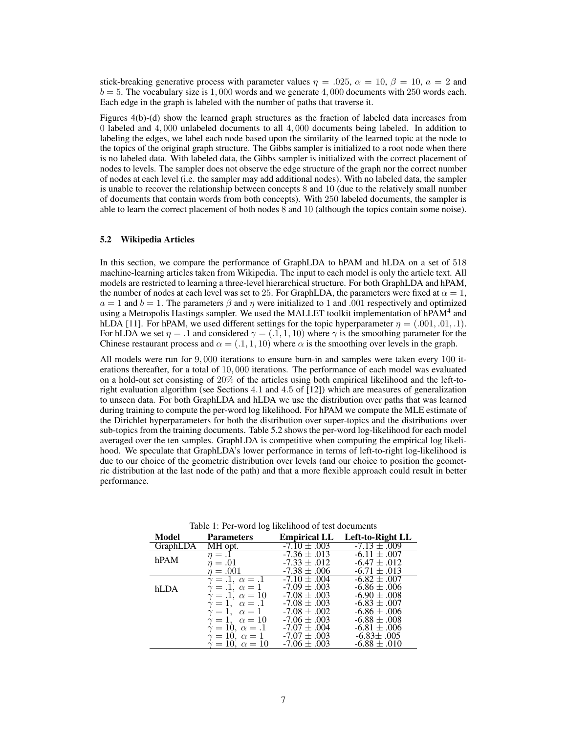stick-breaking generative process with parameter values $\eta = .025$, $\alpha = 10$, $\beta = 10$, $a = 2$ and $b = 5$. The vocabulary size is $1,000$ words and we generate $4,000$ documents with 250 words each. Each edge in the graph is labeled with the number of paths that traverse it.

Figures 4(b)-(d) show the learned graph structures as the fraction of labeled data increases from 0 labeled and $4,000$ unlabeled documents to all $4,000$ documents being labeled. In addition to labeling the edges, we label each node based upon the similarity of the learned topic at the node to the topics of the original graph structure. The Gibbs sampler is initialized to a root node when there is no labeled data. With labeled data, the Gibbs sampler is initialized with the correct placement of nodes to levels. The sampler does not observe the edge structure of the graph nor the correct number of nodes at each level (i.e. the sampler may add additional nodes). With no labeled data, the sampler is unable to recover the relationship between concepts 8 and 10 (due to the relatively small number of documents that contain words from both concepts). With 250 labeled documents, the sampler is able to learn the correct placement of both nodes 8 and 10 (although the topics contain some noise).

### 5.2 Wikipedia Articles

In this section, we compare the performance of GraphLDA to hPAM and hLDA on a set of 518 machine-learning articles taken from Wikipedia. The input to each model is only the article text. All models are restricted to learning a three-level hierarchical structure. For both GraphLDA and hPAM, the number of nodes at each level was set to 25. For GraphLDA, the parameters were fixed at $\alpha = 1$, $a = 1$ and $b = 1$. The parameters $\beta$ and $\eta$ were initialized to 1 and .001 respectively and optimized using a Metropolis Hastings sampler. We used the MALLET toolkit implementation of hPAM[4] and hLDA [11]. For hPAM, we used different settings for the topic hyperparameter $\eta = (.001, .01, .1)$. For hLDA we set $\eta = .1$ and considered $\gamma = (.1, 1, 10)$ where $\gamma$ is the smoothing parameter for the Chinese restaurant process and $\alpha = (.1, 1, 10)$ where $\alpha$ is the smoothing over levels in the graph.

All models were run for $9,000$ iterations to ensure burn-in and samples were taken every 100 iterations thereafter, for a total of $10,000$ iterations. The performance of each model was evaluated on a hold-out set consisting of 20% of the articles using both empirical likelihood and the left-to-right evaluation algorithm (see Sections 4.1 and 4.5 of [12]) which are measures of generalization to unseen data. For both GraphLDA and hLDA we use the distribution over paths that was learned during training to compute the per-word log likelihood. For hPAM we compute the MLE estimate of the Dirichlet hyperparameters for both the distribution over super-topics and the distributions over sub-topics from the training documents. Table 5.2 shows the per-word log-likelihood for each model averaged over the ten samples. GraphLDA is competitive when computing the empirical log likelihood. We speculate that GraphLDA's lower performance in terms of left-to-right log-likelihood is due to our choice of the geometric distribution over levels (and our choice to position the geometric distribution at the last node of the path) and that a more flexible approach could result in better performance.

Table 1: Per-word log likelihood of test documents

| Model | Parameters | Empirical LL | Left-to-Right LL |
|---|---|---|---|
| GraphLDA | MH opt. | -7.10 ± .003 | -7.13 ± .009 |
| hPAM | $\eta = .1$ | -7.36 ± .013 | -6.11 ± .007 |
| | $\eta = .01$ | -7.33 ± .012 | -6.47 ± .012 |
| | $\eta = .001$ | -7.38 ± .006 | -6.71 ± .013 |
| hLDA | $\gamma = .1,\ \alpha = .1$ | -7.10 ± .004 | -6.82 ± .007 |
| | $\gamma = .1,\ \alpha = 1$ | -7.09 ± .003 | -6.86 ± .006 |
| | $\gamma = .1,\ \alpha = 10$ | -7.08 ± .003 | -6.90 ± .008 |
| | $\gamma = 1,\ \alpha = .1$ | -7.08 ± .003 | -6.83 ± .007 |
| | $\gamma = 1,\ \alpha = 1$ | -7.08 ± .002 | -6.86 ± .006 |
| | $\gamma = 1,\ \alpha = 10$ | -7.06 ± .003 | -6.88 ± .008 |
| | $\gamma = 10,\ \alpha = .1$ | -7.07 ± .004 | -6.81 ± .006 |
| | $\gamma = 10,\ \alpha = 1$ | -7.07 ± .003 | -6.83± .005 |
| | $\gamma = 10,\ \alpha = 10$ | -7.06 ± .003 | -6.88 ± .010 |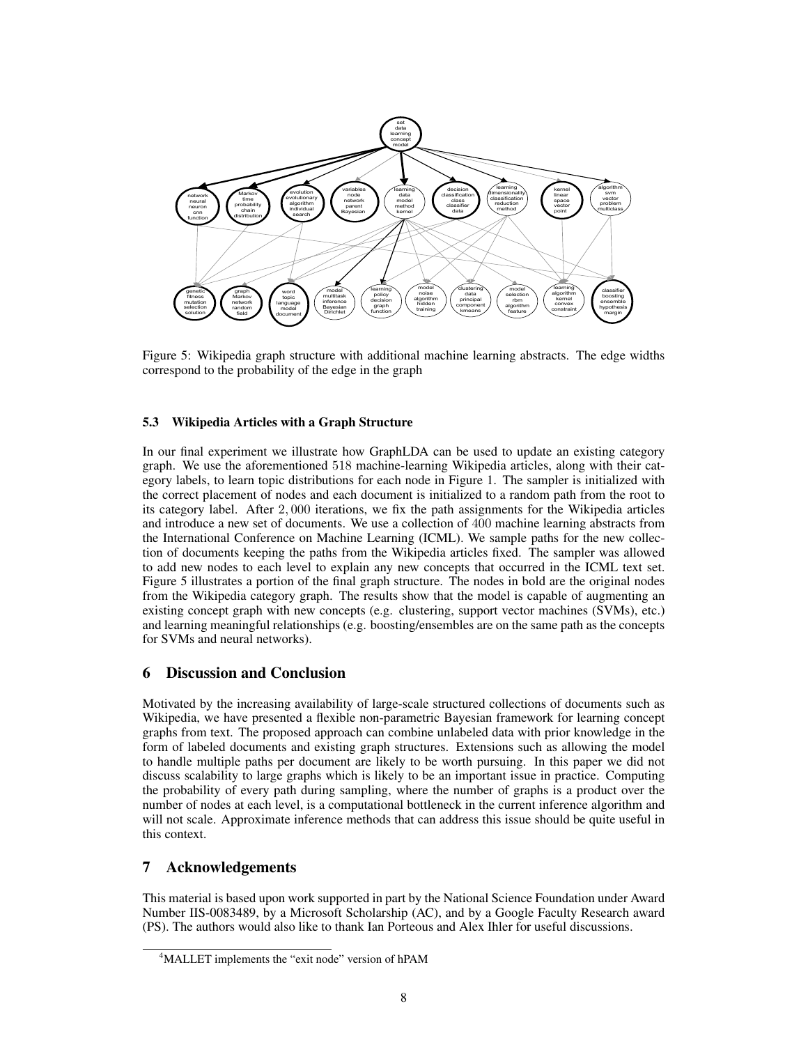Figure 5: Wikipedia graph structure with additional machine learning abstracts. The edge widths correspond to the probability of the edge in the graph

### 5.3 Wikipedia Articles with a Graph Structure

In our final experiment we illustrate how GraphLDA can be used to update an existing category graph. We use the aforementioned 518 machine-learning Wikipedia articles, along with their category labels, to learn topic distributions for each node in Figure 1. The sampler is initialized with the correct placement of nodes and each document is initialized to a random path from the root to its category label. After 2,000 iterations, we fix the path assignments for the Wikipedia articles and introduce a new set of documents. We use a collection of 400 machine learning abstracts from the International Conference on Machine Learning (ICML). We sample paths for the new collection of documents keeping the paths from the Wikipedia articles fixed. The sampler was allowed to add new nodes to each level to explain any new concepts that occurred in the ICML text set. Figure 5 illustrates a portion of the final graph structure. The nodes in bold are the original nodes from the Wikipedia category graph. The results show that the model is capable of augmenting an existing concept graph with new concepts (e.g. clustering, support vector machines (SVMs), etc.) and learning meaningful relationships (e.g. boosting/ensembles are on the same path as the concepts for SVMs and neural networks).

## 6 Discussion and Conclusion

Motivated by the increasing availability of large-scale structured collections of documents such as Wikipedia, we have presented a flexible non-parametric Bayesian framework for learning concept graphs from text. The proposed approach can combine unlabeled data with prior knowledge in the form of labeled documents and existing graph structures. Extensions such as allowing the model to handle multiple paths per document are likely to be worth pursuing. In this paper we did not discuss scalability to large graphs which is likely to be an important issue in practice. Computing the probability of every path during sampling, where the number of graphs is a product over the number of nodes at each level, is a computational bottleneck in the current inference algorithm and will not scale. Approximate inference methods that can address this issue should be quite useful in this context.

## 7 Acknowledgements

This material is based upon work supported in part by the National Science Foundation under Award Number IIS-0083489, by a Microsoft Scholarship (AC), and by a Google Faculty Research award (PS). The authors would also like to thank Ian Porteous and Alex Ihler for useful discussions.

[4]MALLET implements the "exit node" version of hPAM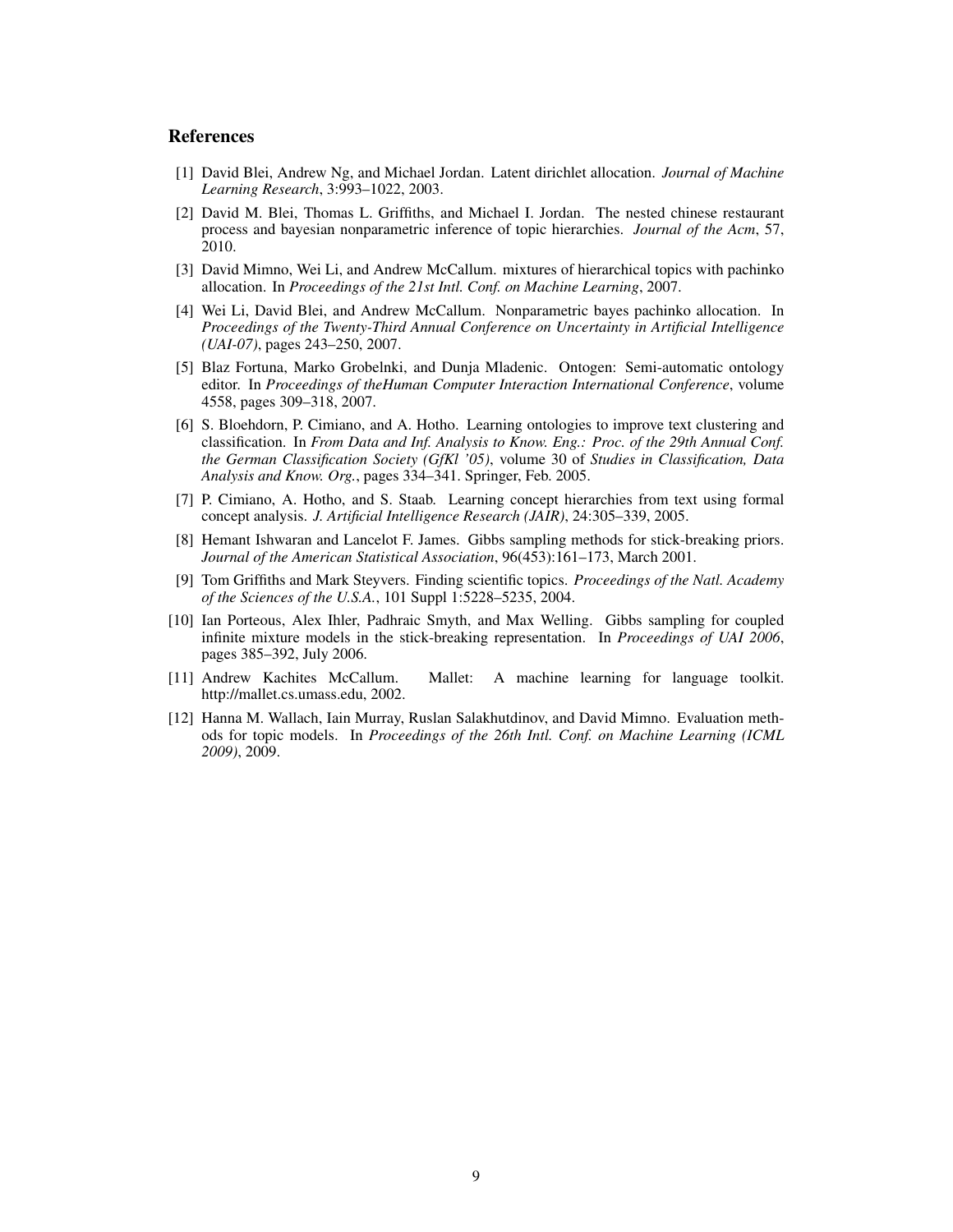# References

[1] David Blei, Andrew Ng, and Michael Jordan. Latent dirichlet allocation. *Journal of Machine Learning Research*, 3:993–1022, 2003.

[2] David M. Blei, Thomas L. Griffiths, and Michael I. Jordan. The nested chinese restaurant process and bayesian nonparametric inference of topic hierarchies. *Journal of the Acm*, 57, 2010.

[3] David Mimno, Wei Li, and Andrew McCallum. mixtures of hierarchical topics with pachinko allocation. In *Proceedings of the 21st Intl. Conf. on Machine Learning*, 2007.

[4] Wei Li, David Blei, and Andrew McCallum. Nonparametric bayes pachinko allocation. In *Proceedings of the Twenty-Third Annual Conference on Uncertainty in Artificial Intelligence (UAI-07)*, pages 243–250, 2007.

[5] Blaz Fortuna, Marko Grobelnki, and Dunja Mladenic. Ontogen: Semi-automatic ontology editor. In *Proceedings of theHuman Computer Interaction International Conference*, volume 4558, pages 309–318, 2007.

[6] S. Bloehdorn, P. Cimiano, and A. Hotho. Learning ontologies to improve text clustering and classification. In *From Data and Inf. Analysis to Know. Eng.: Proc. of the 29th Annual Conf. the German Classification Society (GfKl '05)*, volume 30 of *Studies in Classification, Data Analysis and Know. Org.*, pages 334–341. Springer, Feb. 2005.

[7] P. Cimiano, A. Hotho, and S. Staab. Learning concept hierarchies from text using formal concept analysis. *J. Artificial Intelligence Research (JAIR)*, 24:305–339, 2005.

[8] Hemant Ishwaran and Lancelot F. James. Gibbs sampling methods for stick-breaking priors. *Journal of the American Statistical Association*, 96(453):161–173, March 2001.

[9] Tom Griffiths and Mark Steyvers. Finding scientific topics. *Proceedings of the Natl. Academy of the Sciences of the U.S.A.*, 101 Suppl 1:5228–5235, 2004.

[10] Ian Porteous, Alex Ihler, Padhraic Smyth, and Max Welling. Gibbs sampling for coupled infinite mixture models in the stick-breaking representation. In *Proceedings of UAI 2006*, pages 385–392, July 2006.

[11] Andrew Kachites McCallum. Mallet: A machine learning for language toolkit. http://mallet.cs.umass.edu, 2002.

[12] Hanna M. Wallach, Iain Murray, Ruslan Salakhutdinov, and David Mimno. Evaluation methods for topic models. In *Proceedings of the 26th Intl. Conf. on Machine Learning (ICML 2009)*, 2009.